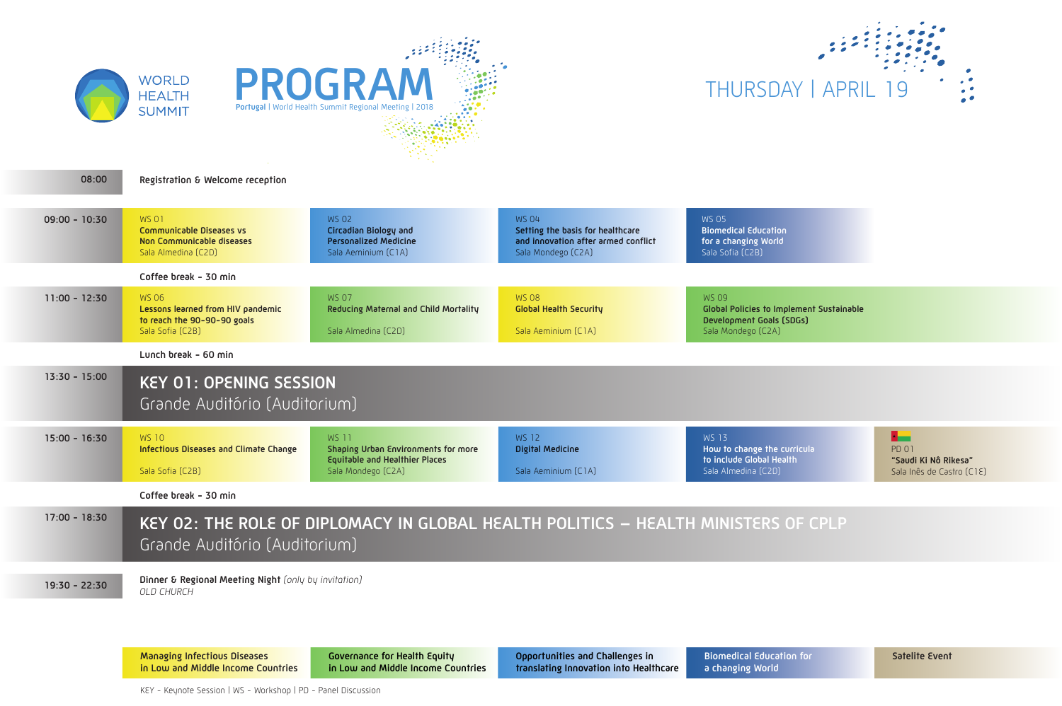WORLD HEALTH SUMMIT

# PROGRAM

**Portugal** | World Health Summit Regional Meeting | 2018

## THURSDAY | APRIL 19

| Time | | | | | |
|---|---|---|---|---|---|
| 08:00 | Registration & Welcome reception | | | | |
| 09:00 - 10:30 | WS 01<br>**Communicable Diseases vs Non Communicable diseases**<br>Sala Almedina (C2D) | WS 02<br>**Circadian Biology and Personalized Medicine**<br>Sala Aeminium (C1A) | WS 04<br>**Setting the basis for healthcare and innovation after armed conflict**<br>Sala Mondego (C2A) | WS 05<br>**Biomedical Education for a changing World**<br>Sala Sofia (C2B) | |
| | Coffee break - 30 min | | | | |
| 11:00 - 12:30 | WS 06<br>**Lessons learned from HIV pandemic to reach the 90-90-90 goals**<br>Sala Sofia (C2B) | WS 07<br>**Reducing Maternal and Child Mortality**<br>Sala Almedina (C2D) | WS 08<br>**Global Health Security**<br>Sala Aeminium (C1A) | WS 09<br>**Global Policies to Implement Sustainable Development Goals (SDGs)**<br>Sala Mondego (C2A) | |
| | Lunch break - 60 min | | | | |
| 13:30 - 15:00 | **KEY 01: OPENING SESSION**<br>Grande Auditório (Auditorium) | | | | |
| 15:00 - 16:30 | WS 10<br>**Infectious Diseases and Climate Change**<br>Sala Sofia (C2B) | WS 11<br>**Shaping Urban Environments for more Equitable and Healthier Places**<br>Sala Mondego (C2A) | WS 12<br>**Digital Medicine**<br>Sala Aeminium (C1A) | WS 13<br>**How to change the curricula to include Global Health**<br>Sala Almedina (C2D) | PD 01<br>**"Saudi Ki Nô Rikesa"**<br>Sala Inês de Castro (C1E) |
| | Coffee break - 30 min | | | | |
| 17:00 - 18:30 | **KEY 02: THE ROLE OF DIPLOMACY IN GLOBAL HEALTH POLITICS – HEALTH MINISTERS OF CPLP**<br>Grande Auditório (Auditorium) | | | | |
| 19:30 - 22:30 | **Dinner & Regional Meeting Night** *(only by invitation)*<br>*OLD CHURCH* | | | | |

**Legend:**

- Managing Infectious Diseases in Low and Middle Income Countries
- Governance for Health Equity in Low and Middle Income Countries
- Opportunities and Challenges in translating Innovation into Healthcare
- Biomedical Education for a changing World
- Satelite Event

KEY - Keynote Session | WS - Workshop | PD - Panel Discussion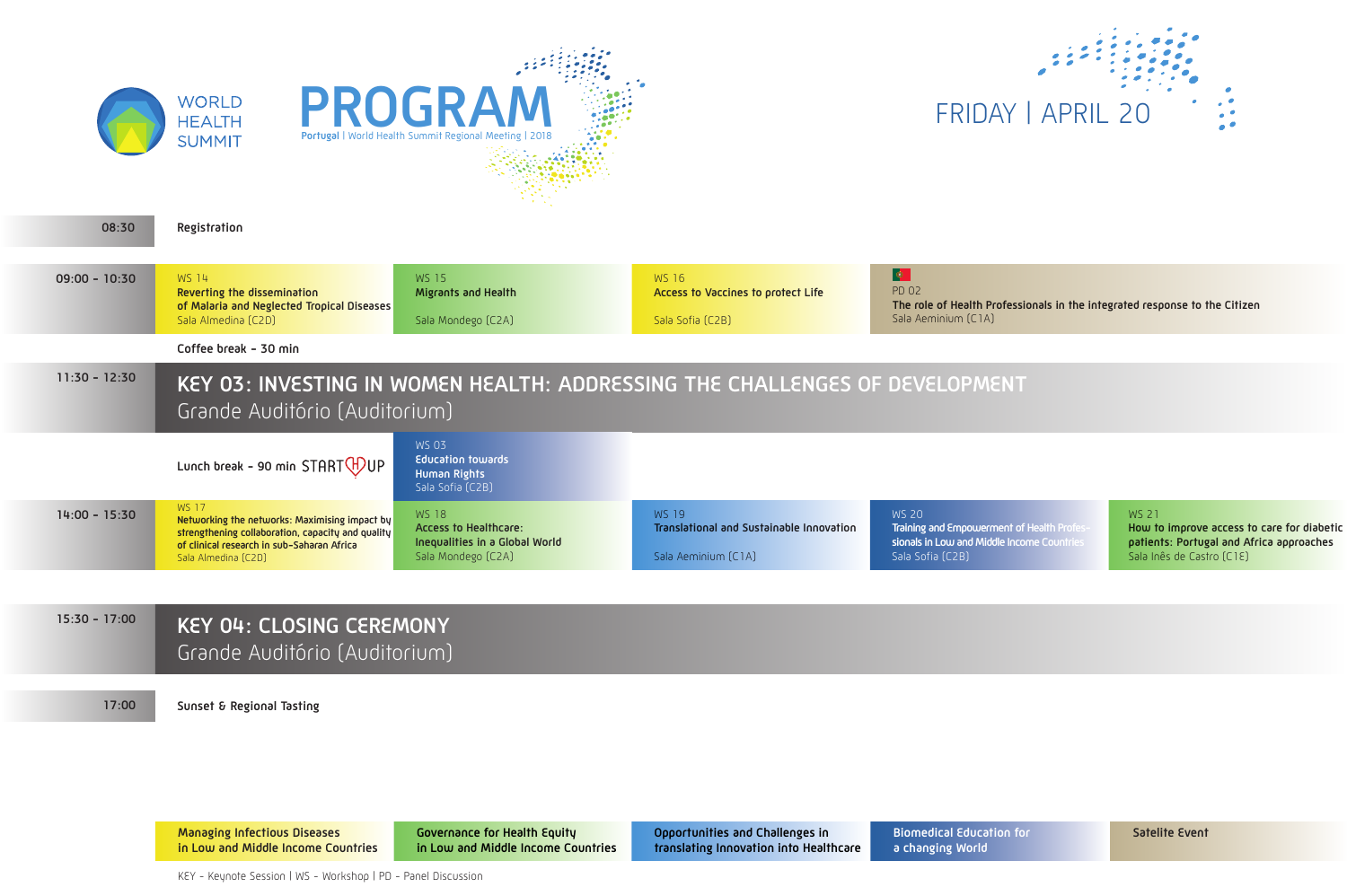WORLD HEALTH SUMMIT

# PROGRAM

Portugal | World Health Summit Regional Meeting | 2018

## FRIDAY | APRIL 20

| | | | | | |
|---|---|---|---|---|---|
| 08:30 | Registration | | | | |
| 09:00 - 10:30 | WS 14<br>**Reverting the dissemination of Malaria and Neglected Tropical Diseases**<br>Sala Almedina (C2D) | WS 15<br>**Migrants and Health**<br>Sala Mondego (C2A) | WS 16<br>**Access to Vaccines to protect Life**<br>Sala Sofia (C2B) | PD 02<br>**The role of Health Professionals in the integrated response to the Citizen**<br>Sala Aeminium (C1A) | |
| | Coffee break - 30 min | | | | |
| 11:30 - 12:30 | **KEY 03: INVESTING IN WOMEN HEALTH: ADDRESSING THE CHALLENGES OF DEVELOPMENT**<br>Grande Auditório (Auditorium) | | | | |
| | Lunch break - 90 min START UP | WS 03<br>**Education towards Human Rights**<br>Sala Sofia (C2B) | | | |
| 14:00 - 15:30 | WS 17<br>**Networking the networks: Maximising impact by strengthening collaboration, capacity and quality of clinical research in sub-Saharan Africa**<br>Sala Almedina (C2D) | WS 18<br>**Access to Healthcare: Inequalities in a Global World**<br>Sala Mondego (C2A) | WS 19<br>**Translational and Sustainable Innovation**<br>Sala Aeminium (C1A) | WS 20<br>**Training and Empowerment of Health Professionals in Low and Middle Income Countries**<br>Sala Sofia (C2B) | WS 21<br>**How to improve access to care for diabetic patients: Portugal and Africa approaches**<br>Sala Inês de Castro (C1E) |
| 15:30 - 17:00 | **KEY 04: CLOSING CEREMONY**<br>Grande Auditório (Auditorium) | | | | |
| 17:00 | Sunset & Regional Tasting | | | | |

| | | | | |
|---|---|---|---|---|
| Managing Infectious Diseases in Low and Middle Income Countries | Governance for Health Equity in Low and Middle Income Countries | Opportunities and Challenges in translating Innovation into Healthcare | Biomedical Education for a changing World | Satelite Event |

KEY - Keynote Session | WS - Workshop | PD - Panel Discussion